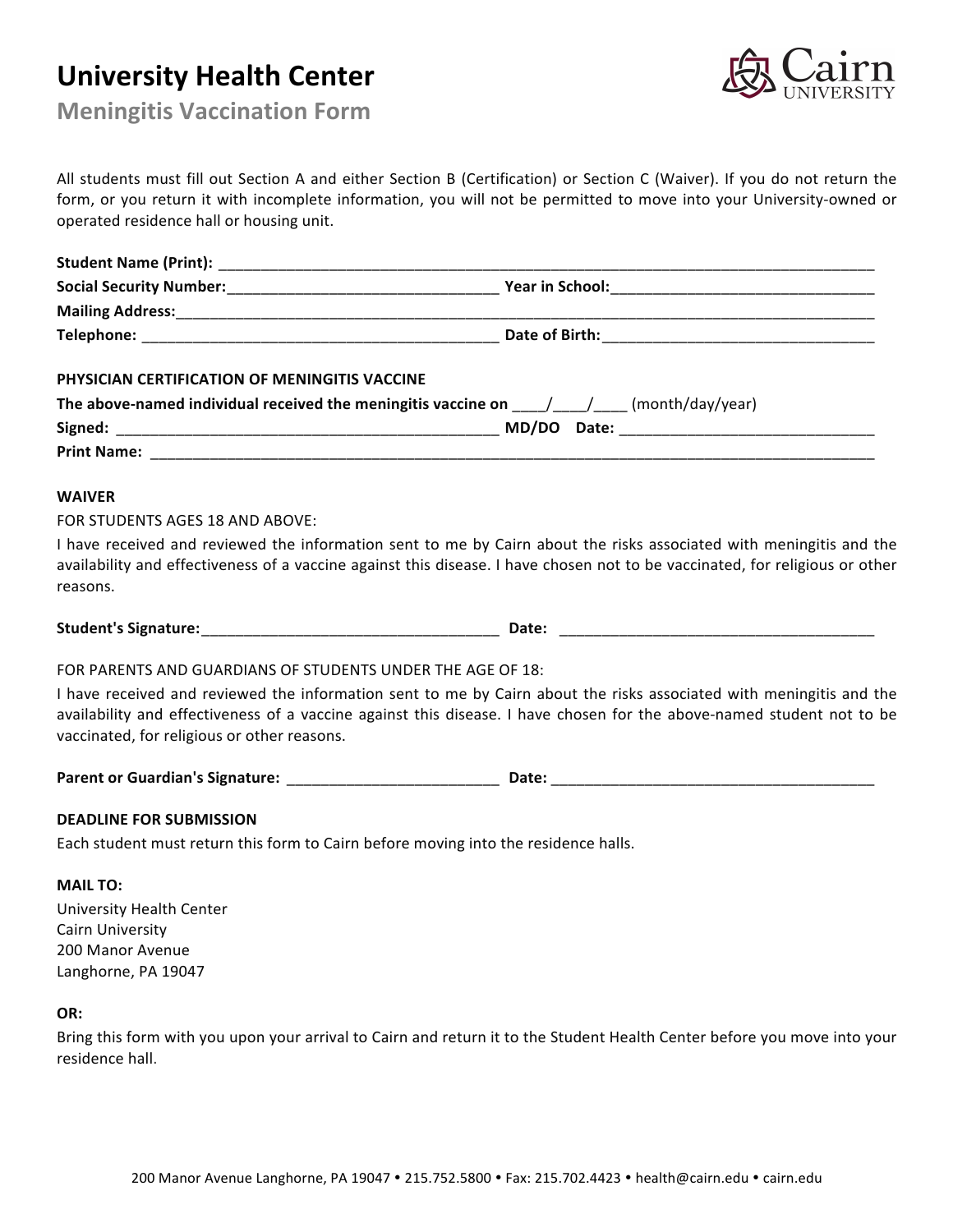# University Health Center

## Meningitis Vaccination Form

Cairn UNIVERSITY

All students must fill out Section A and either Section B (Certification) or Section C (Waiver). If you do not return the form, or you return it with incomplete information, you will not be permitted to move into your University-owned or operated residence hall or housing unit.

**Student Name (Print):** ____________________________________________________________________________________

**Social Security Number:**________________________________ **Year in School:**_______________________________

**Mailing Address:**_____________________________________________________________________________________

**Telephone:** ___________________________________________ **Date of Birth:**________________________________

**PHYSICIAN CERTIFICATION OF MENINGITIS VACCINE**

**The above-named individual received the meningitis vaccine on** ____/____/____ (month/day/year)

**Signed:** ______________________________________________ **MD/DO Date:** _______________________________

**Print Name:** __________________________________________________________________________________________

**WAIVER**

FOR STUDENTS AGES 18 AND ABOVE:

I have received and reviewed the information sent to me by Cairn about the risks associated with meningitis and the availability and effectiveness of a vaccine against this disease. I have chosen not to be vaccinated, for religious or other reasons.

**Student's Signature:**____________________________________ **Date:** ______________________________________

FOR PARENTS AND GUARDIANS OF STUDENTS UNDER THE AGE OF 18:

I have received and reviewed the information sent to me by Cairn about the risks associated with meningitis and the availability and effectiveness of a vaccine against this disease. I have chosen for the above-named student not to be vaccinated, for religious or other reasons.

**Parent or Guardian's Signature:** _________________________ **Date:** _______________________________________

**DEADLINE FOR SUBMISSION**

Each student must return this form to Cairn before moving into the residence halls.

**MAIL TO:**

University Health Center
Cairn University
200 Manor Avenue
Langhorne, PA 19047

**OR:**

Bring this form with you upon your arrival to Cairn and return it to the Student Health Center before you move into your residence hall.

200 Manor Avenue Langhorne, PA 19047 • 215.752.5800 • Fax: 215.702.4423 • health@cairn.edu • cairn.edu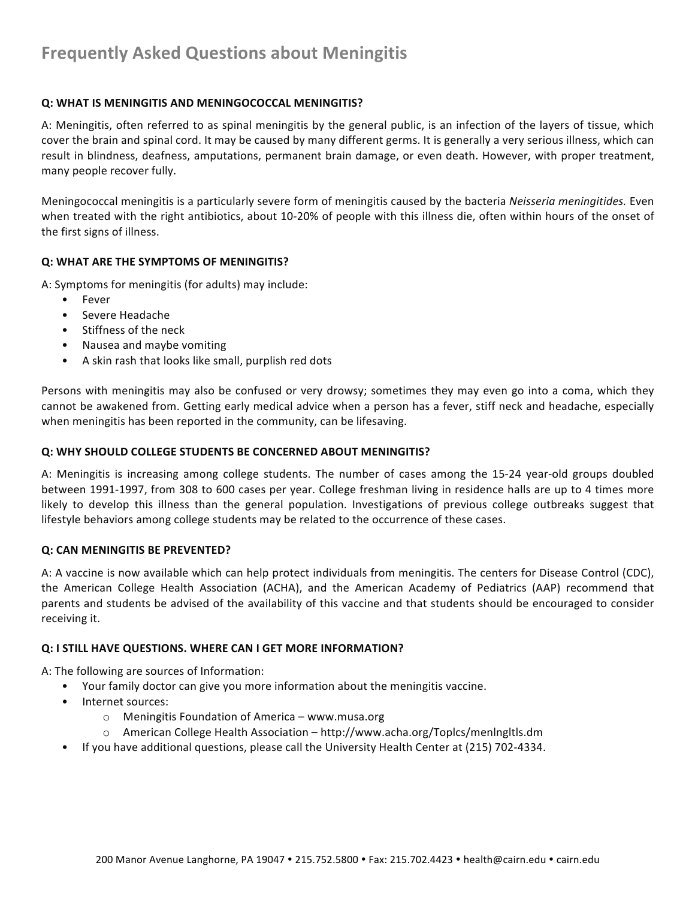# Frequently Asked Questions about Meningitis

**Q: WHAT IS MENINGITIS AND MENINGOCOCCAL MENINGITIS?**

A: Meningitis, often referred to as spinal meningitis by the general public, is an infection of the layers of tissue, which cover the brain and spinal cord. It may be caused by many different germs. It is generally a very serious illness, which can result in blindness, deafness, amputations, permanent brain damage, or even death. However, with proper treatment, many people recover fully.

Meningococcal meningitis is a particularly severe form of meningitis caused by the bacteria *Neisseria meningitides.* Even when treated with the right antibiotics, about 10-20% of people with this illness die, often within hours of the onset of the first signs of illness.

**Q: WHAT ARE THE SYMPTOMS OF MENINGITIS?**

A: Symptoms for meningitis (for adults) may include:

- Fever
- Severe Headache
- Stiffness of the neck
- Nausea and maybe vomiting
- A skin rash that looks like small, purplish red dots

Persons with meningitis may also be confused or very drowsy; sometimes they may even go into a coma, which they cannot be awakened from. Getting early medical advice when a person has a fever, stiff neck and headache, especially when meningitis has been reported in the community, can be lifesaving.

**Q: WHY SHOULD COLLEGE STUDENTS BE CONCERNED ABOUT MENINGITIS?**

A: Meningitis is increasing among college students. The number of cases among the 15-24 year-old groups doubled between 1991-1997, from 308 to 600 cases per year. College freshman living in residence halls are up to 4 times more likely to develop this illness than the general population. Investigations of previous college outbreaks suggest that lifestyle behaviors among college students may be related to the occurrence of these cases.

**Q: CAN MENINGITIS BE PREVENTED?**

A: A vaccine is now available which can help protect individuals from meningitis. The centers for Disease Control (CDC), the American College Health Association (ACHA), and the American Academy of Pediatrics (AAP) recommend that parents and students be advised of the availability of this vaccine and that students should be encouraged to consider receiving it.

**Q: I STILL HAVE QUESTIONS. WHERE CAN I GET MORE INFORMATION?**

A: The following are sources of Information:

- Your family doctor can give you more information about the meningitis vaccine.
- Internet sources:
    - Meningitis Foundation of America – www.musa.org
    - American College Health Association – http://www.acha.org/Toplcs/menlngltls.dm
- If you have additional questions, please call the University Health Center at (215) 702-4334.

200 Manor Avenue Langhorne, PA 19047 • 215.752.5800 • Fax: 215.702.4423 • health@cairn.edu • cairn.edu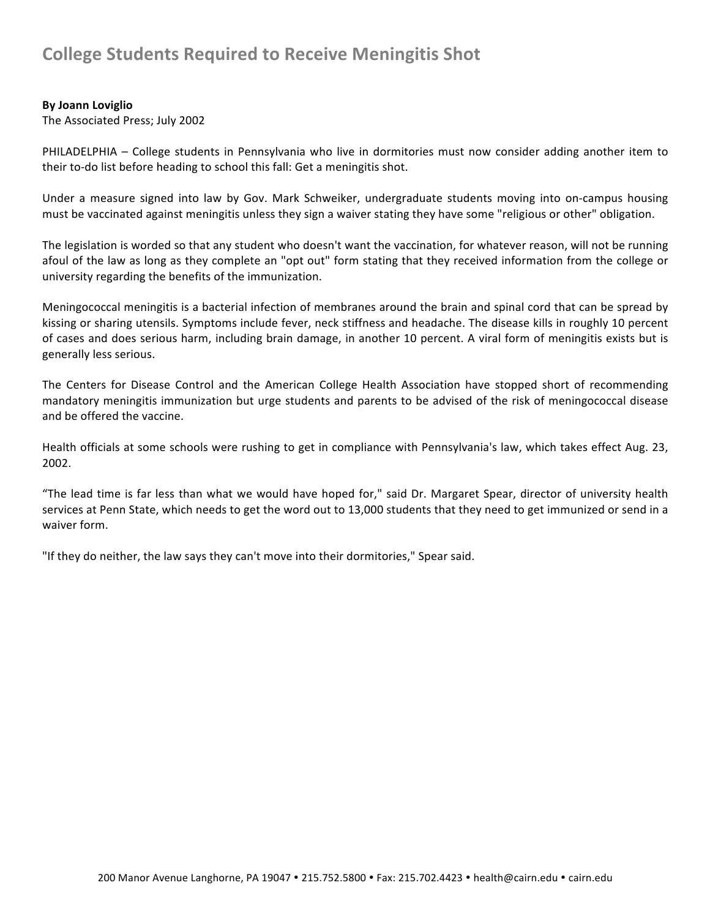# College Students Required to Receive Meningitis Shot

**By Joann Loviglio**
The Associated Press; July 2002

PHILADELPHIA – College students in Pennsylvania who live in dormitories must now consider adding another item to their to-do list before heading to school this fall: Get a meningitis shot.

Under a measure signed into law by Gov. Mark Schweiker, undergraduate students moving into on-campus housing must be vaccinated against meningitis unless they sign a waiver stating they have some "religious or other" obligation.

The legislation is worded so that any student who doesn't want the vaccination, for whatever reason, will not be running afoul of the law as long as they complete an "opt out" form stating that they received information from the college or university regarding the benefits of the immunization.

Meningococcal meningitis is a bacterial infection of membranes around the brain and spinal cord that can be spread by kissing or sharing utensils. Symptoms include fever, neck stiffness and headache. The disease kills in roughly 10 percent of cases and does serious harm, including brain damage, in another 10 percent. A viral form of meningitis exists but is generally less serious.

The Centers for Disease Control and the American College Health Association have stopped short of recommending mandatory meningitis immunization but urge students and parents to be advised of the risk of meningococcal disease and be offered the vaccine.

Health officials at some schools were rushing to get in compliance with Pennsylvania's law, which takes effect Aug. 23, 2002.

“The lead time is far less than what we would have hoped for," said Dr. Margaret Spear, director of university health services at Penn State, which needs to get the word out to 13,000 students that they need to get immunized or send in a waiver form.

"If they do neither, the law says they can't move into their dormitories," Spear said.